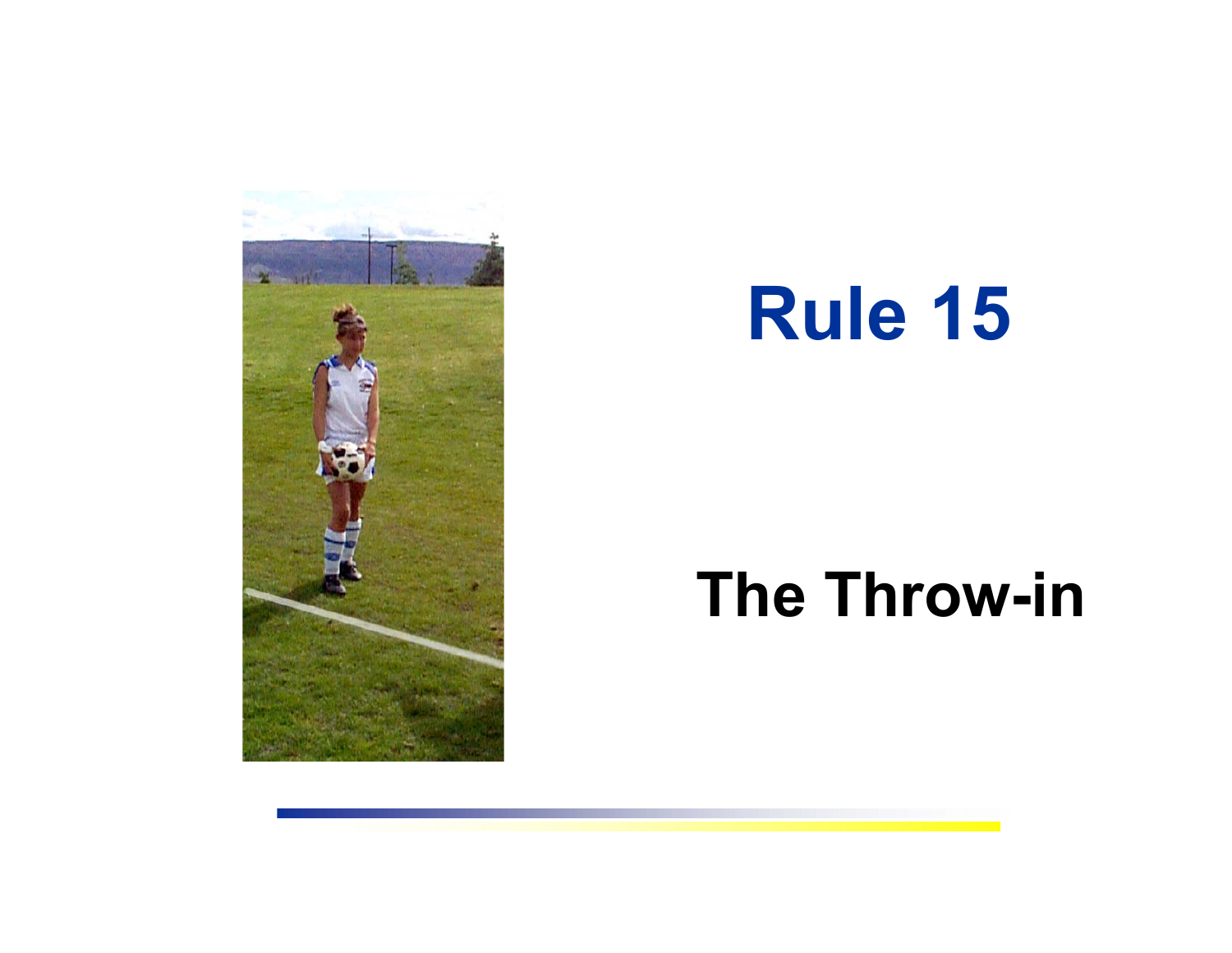# Rule 15

## The Throw-in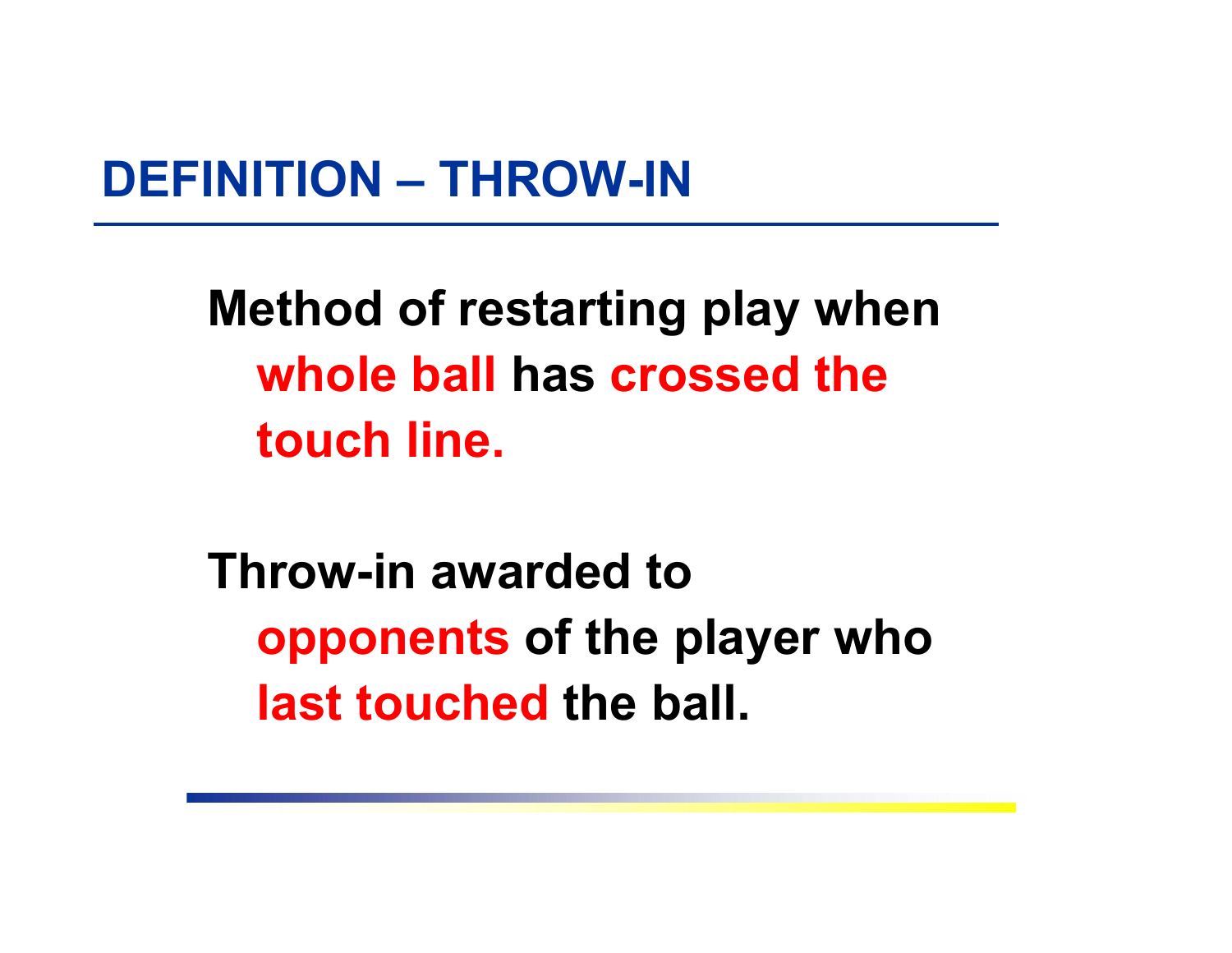## DEFINITION – THROW-IN

**Method of restarting play when whole ball has crossed the touch line.**

**Throw-in awarded to opponents of the player who last touched the ball.**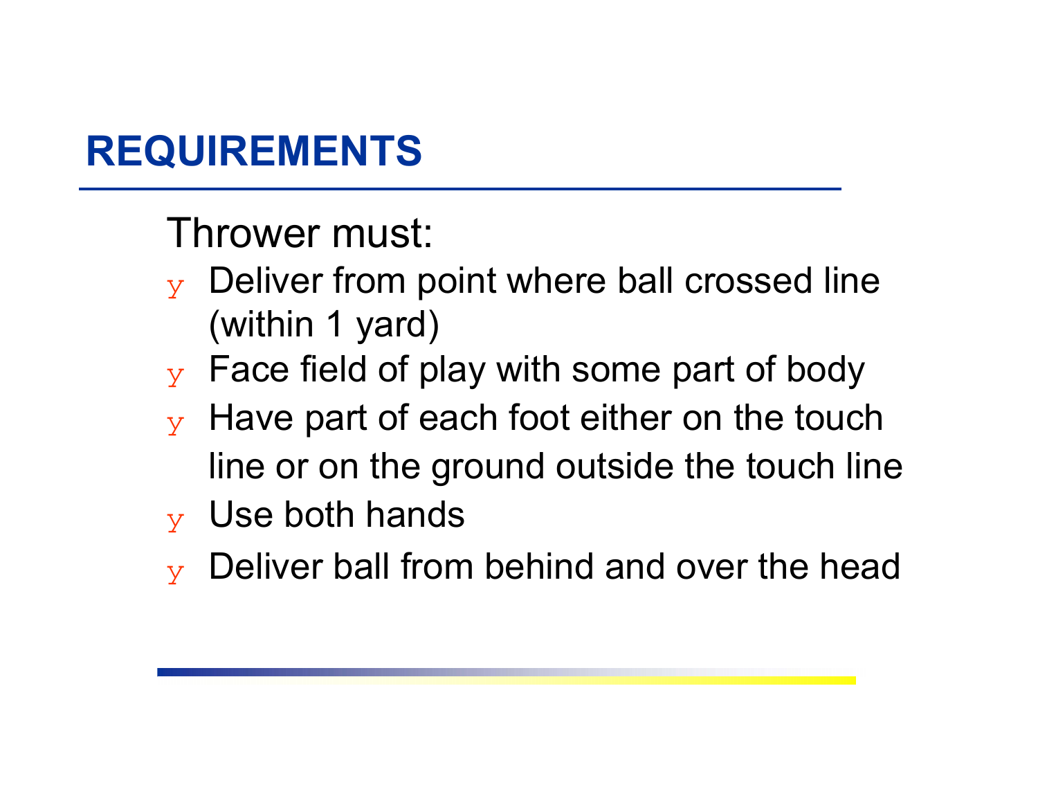# REQUIREMENTS

Thrower must:

- Deliver from point where ball crossed line (within 1 yard)
- Face field of play with some part of body
- Have part of each foot either on the touch line or on the ground outside the touch line
- Use both hands
- Deliver ball from behind and over the head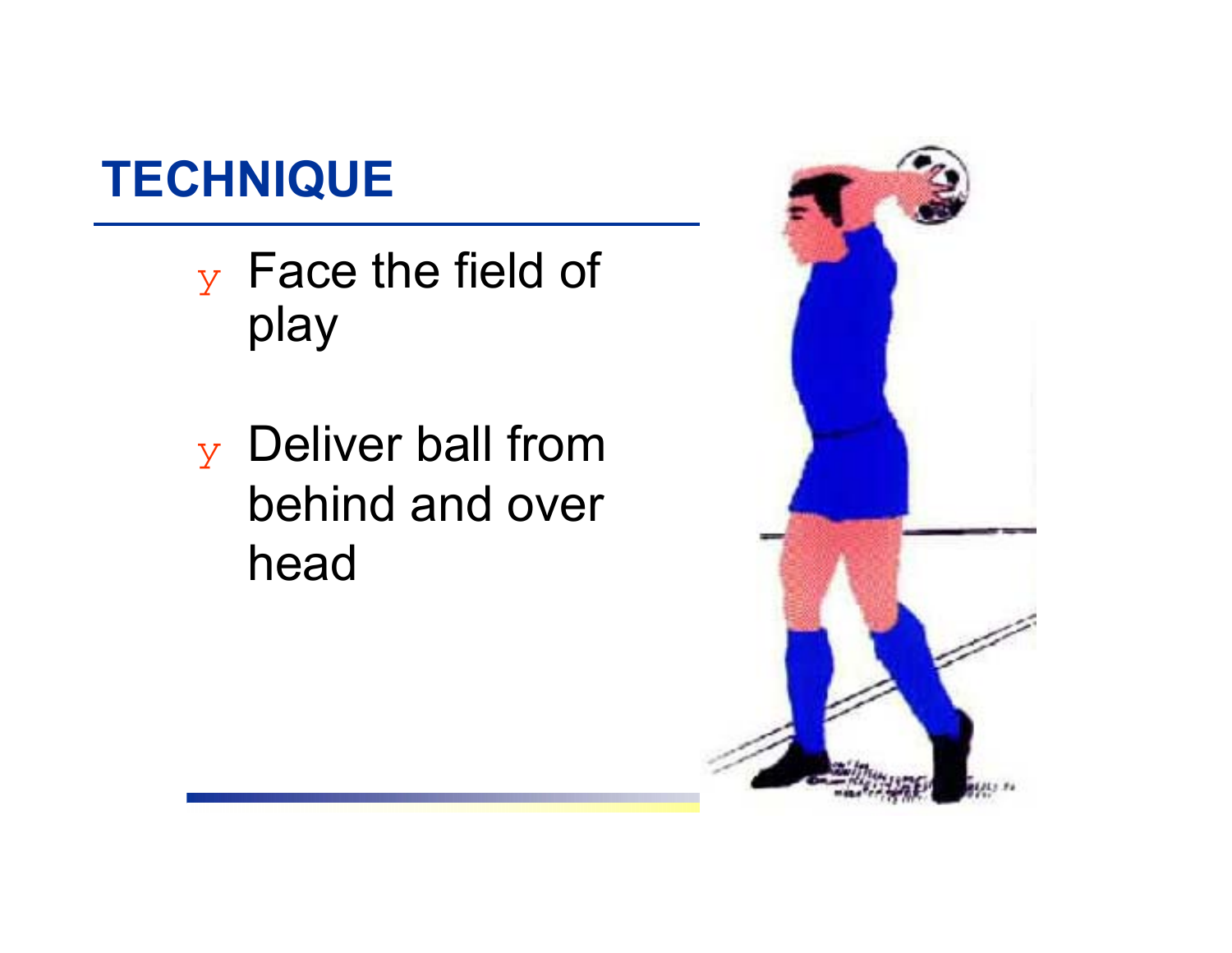# TECHNIQUE

- Face the field of play
- Deliver ball from behind and over head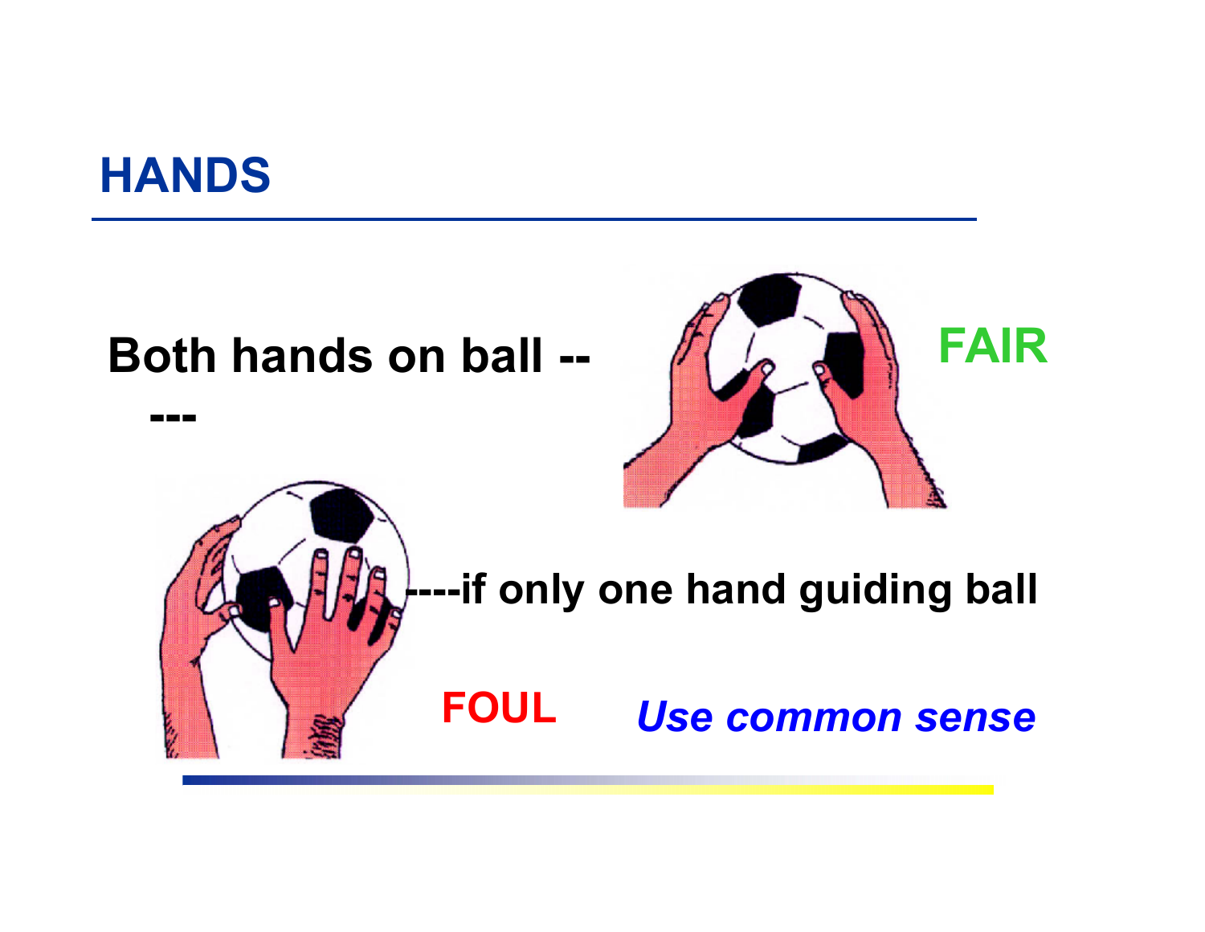# HANDS

**Both hands on ball -- ---** FAIR

**----if only one hand guiding ball** FOUL

***Use common sense***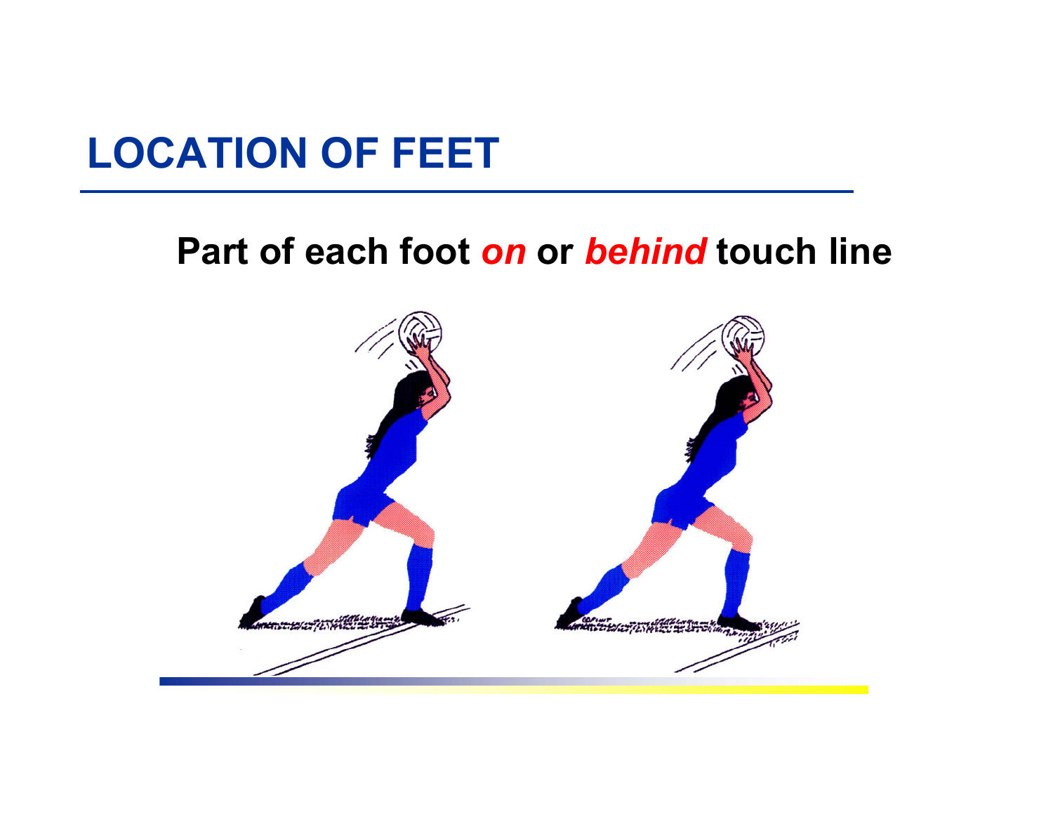# LOCATION OF FEET

**Part of each foot *on* or *behind* touch line**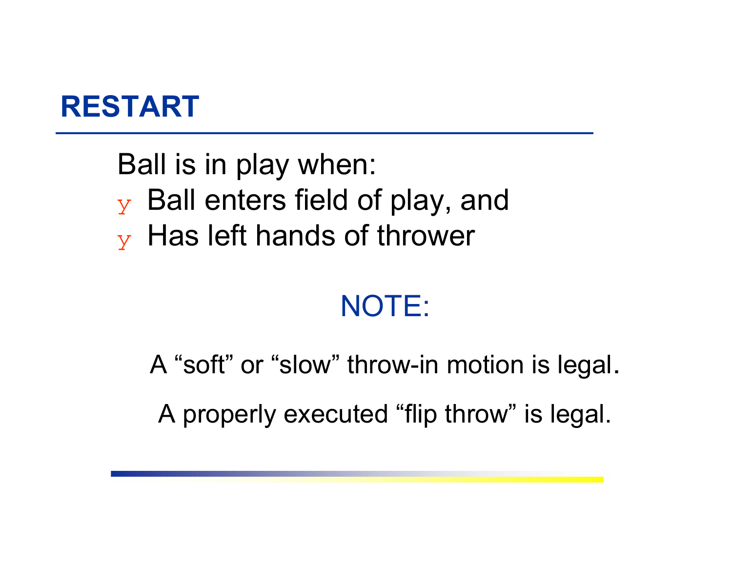# RESTART

Ball is in play when:

- Ball enters field of play, and
- Has left hands of thrower

NOTE:

A “soft” or “slow” throw-in motion is legal.

A properly executed “flip throw” is legal.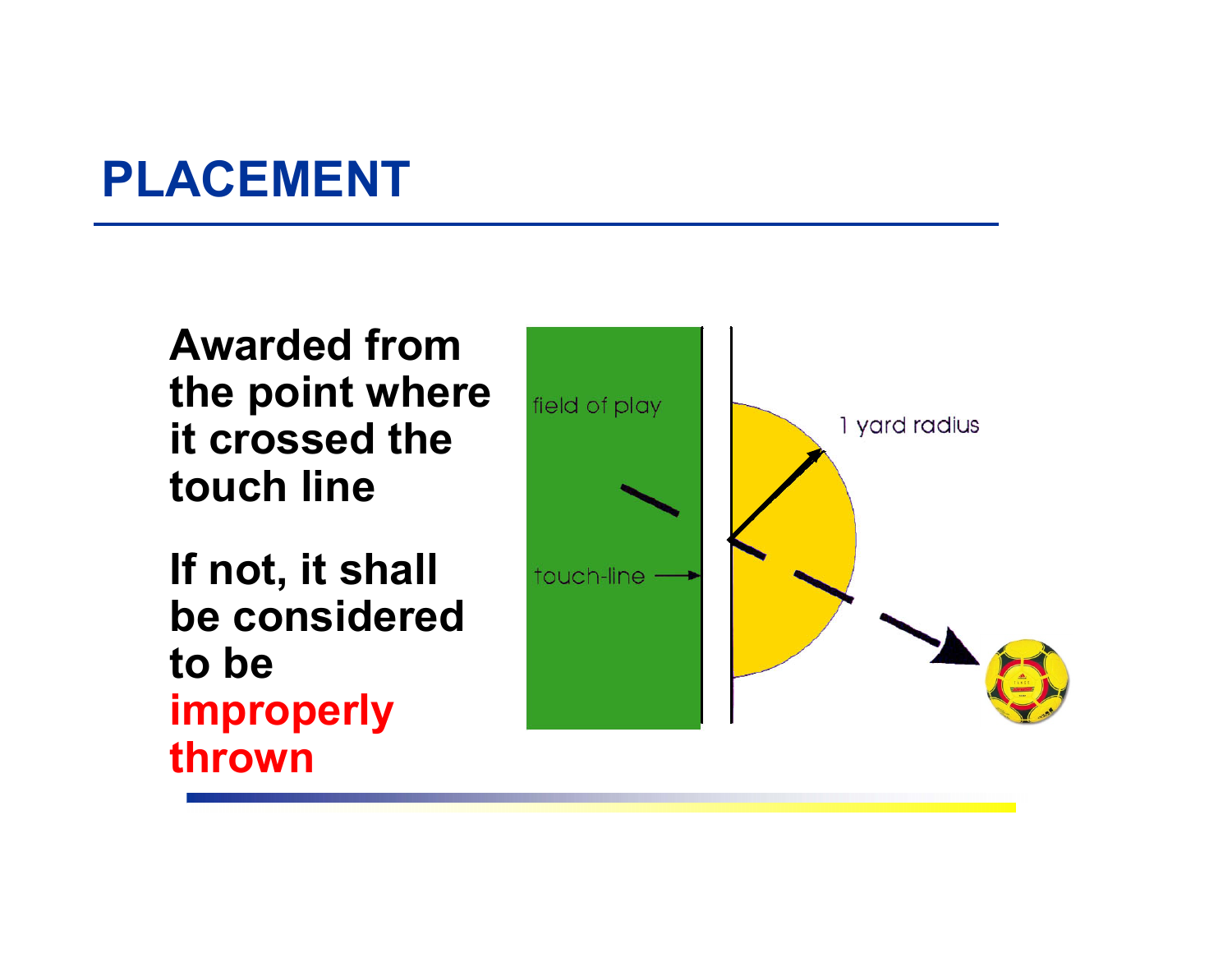# PLACEMENT

**Awarded from the point where it crossed the touch line**

**If not, it shall be considered to be improperly thrown**

field of play

touch-line

1 yard radius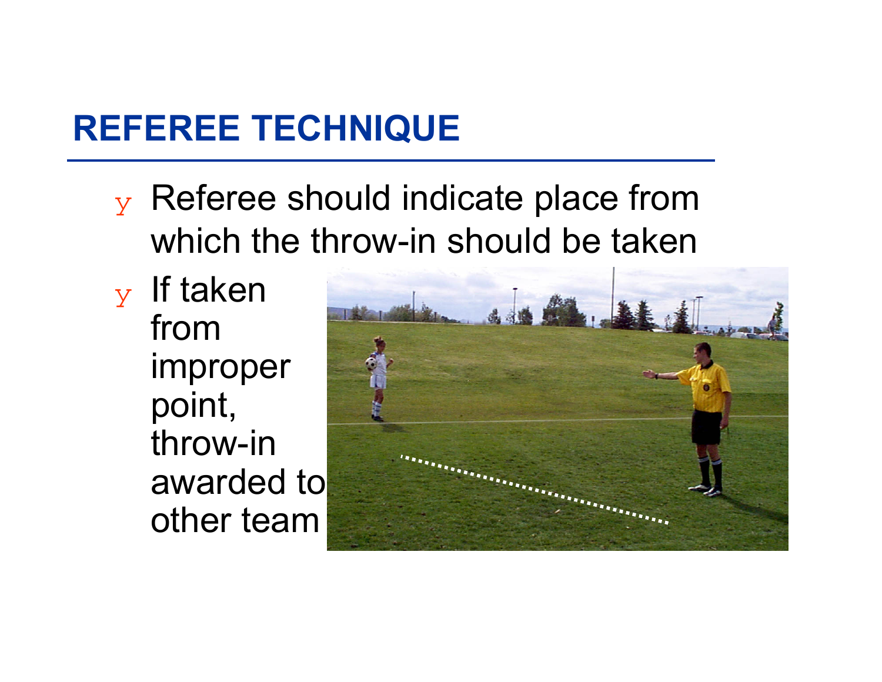## REFEREE TECHNIQUE

- Referee should indicate place from which the throw-in should be taken
- If taken from improper point, throw-in awarded to other team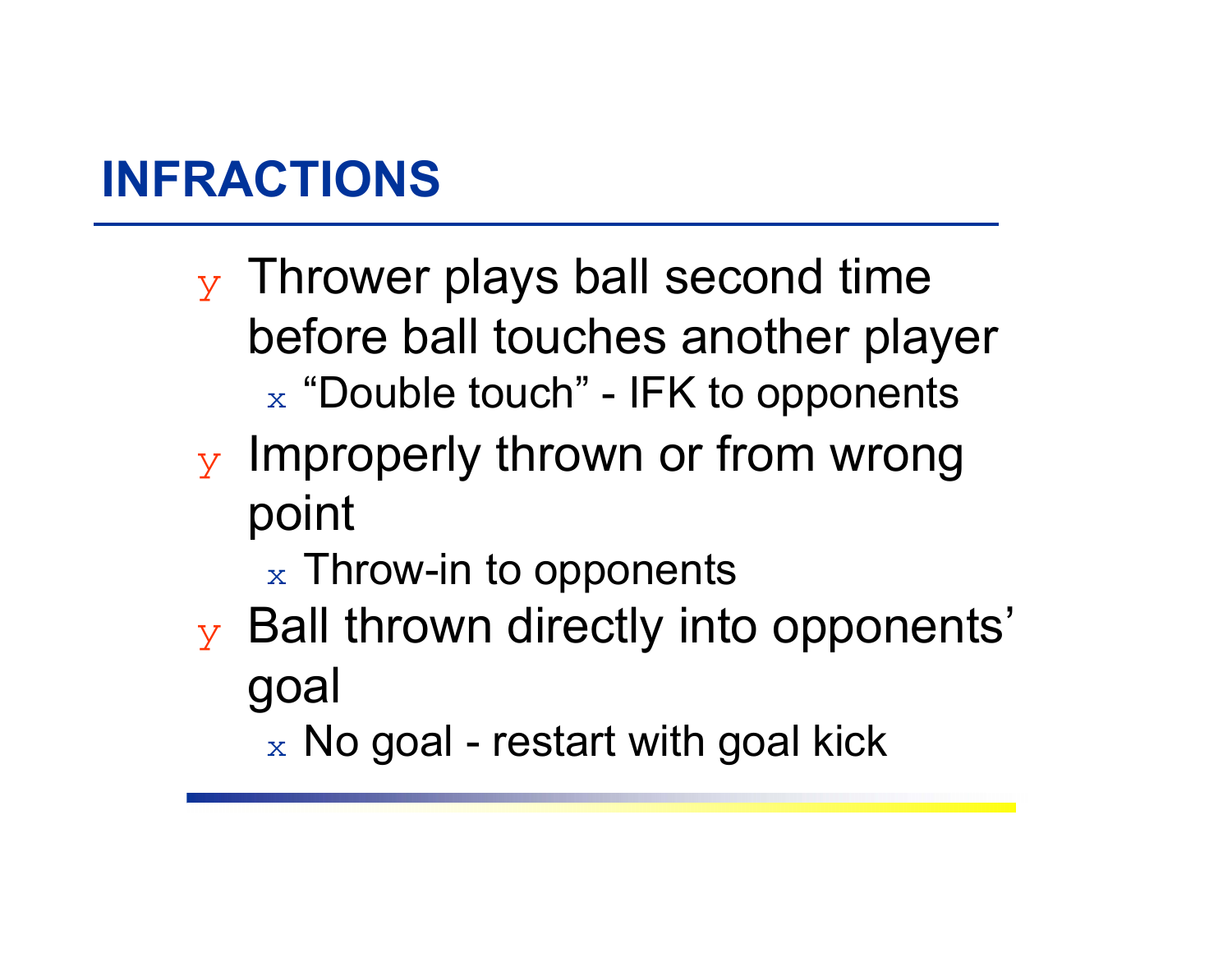# INFRACTIONS

- Thrower plays ball second time before ball touches another player
  - “Double touch” - IFK to opponents
- Improperly thrown or from wrong point
  - Throw-in to opponents
- Ball thrown directly into opponents’ goal
  - No goal - restart with goal kick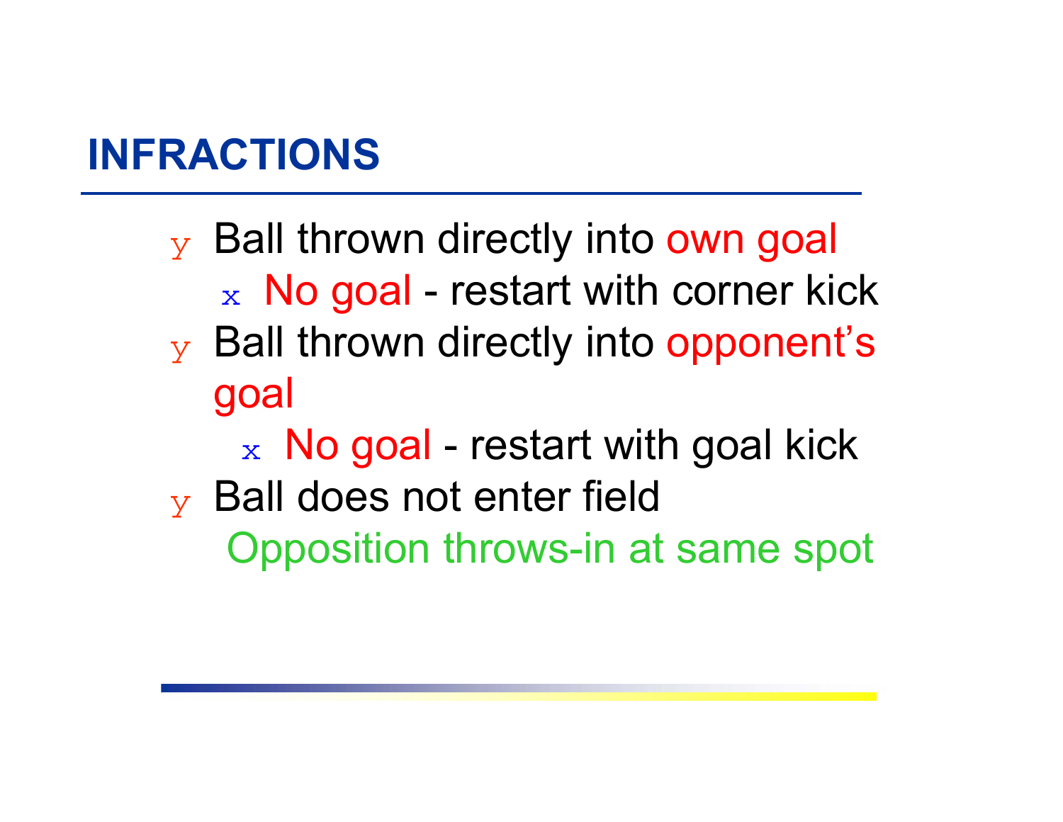## INFRACTIONS

- Ball thrown directly into own goal
  - No goal - restart with corner kick
- Ball thrown directly into opponent's goal
  - No goal - restart with goal kick
- Ball does not enter field

  Opposition throws-in at same spot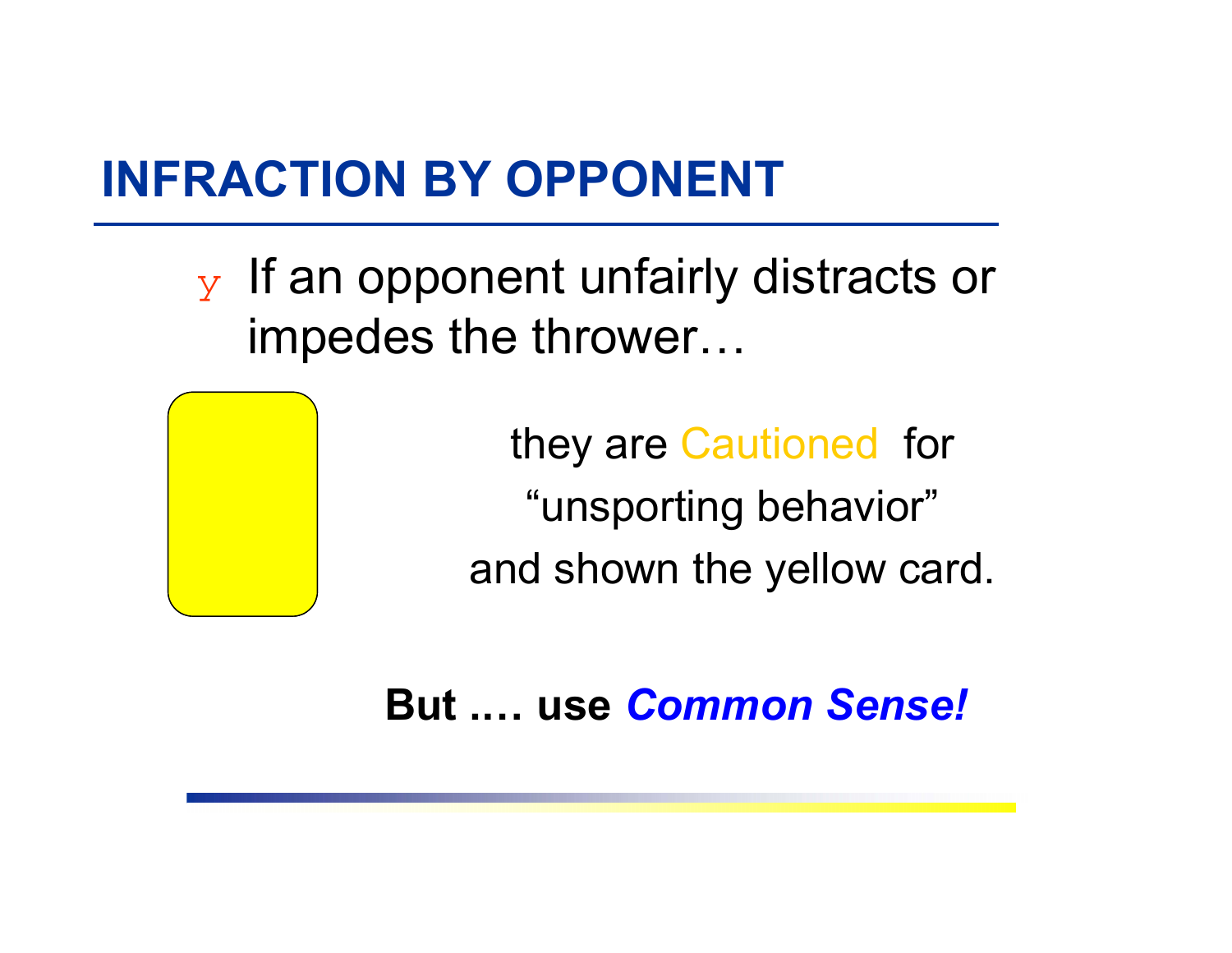# INFRACTION BY OPPONENT

- If an opponent unfairly distracts or impedes the thrower…

they are Cautioned for "unsporting behavior" and shown the yellow card.

**But …. use *Common Sense!***